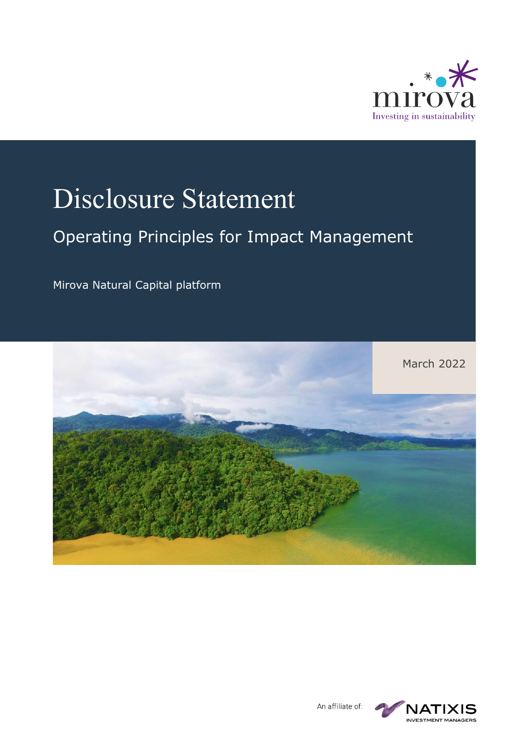mirova

Investing in sustainability

# Disclosure Statement

## Operating Principles for Impact Management

Mirova Natural Capital platform

March 2022

An affiliate of: NATIXIS INVESTMENT MANAGERS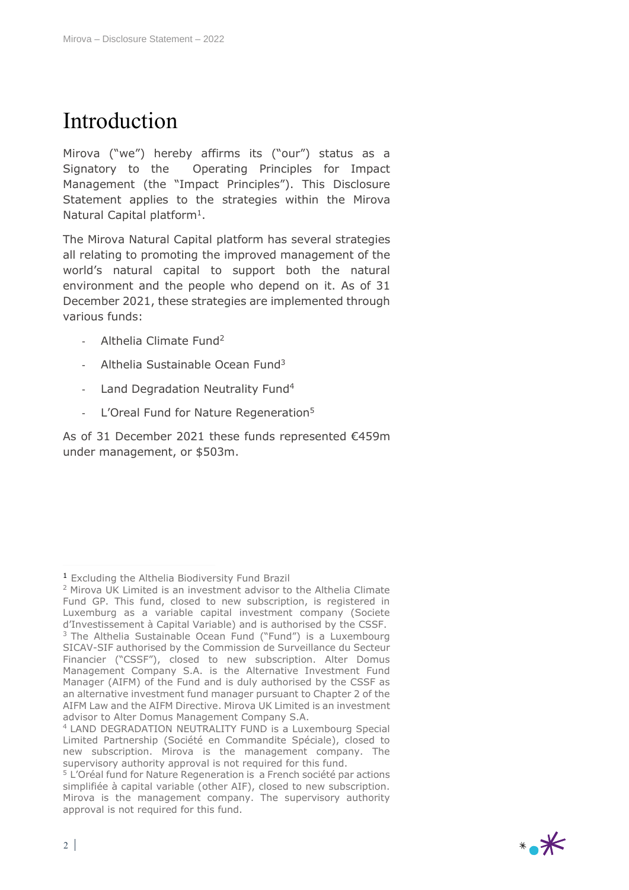# Introduction

Mirova ("we") hereby affirms its ("our") status as a Signatory to the Operating Principles for Impact Management (the "Impact Principles"). This Disclosure Statement applies to the strategies within the Mirova Natural Capital platform[1].

The Mirova Natural Capital platform has several strategies all relating to promoting the improved management of the world's natural capital to support both the natural environment and the people who depend on it. As of 31 December 2021, these strategies are implemented through various funds:

- Althelia Climate Fund[2]
- Althelia Sustainable Ocean Fund[3]
- Land Degradation Neutrality Fund[4]
- L'Oreal Fund for Nature Regeneration[5]

As of 31 December 2021 these funds represented €459m under management, or $503m.

---

[1] Excluding the Althelia Biodiversity Fund Brazil

[2] Mirova UK Limited is an investment advisor to the Althelia Climate Fund GP. This fund, closed to new subscription, is registered in Luxemburg as a variable capital investment company (Societe d'Investissement à Capital Variable) and is authorised by the CSSF.

[3] The Althelia Sustainable Ocean Fund ("Fund") is a Luxembourg SICAV-SIF authorised by the Commission de Surveillance du Secteur Financier ("CSSF"), closed to new subscription. Alter Domus Management Company S.A. is the Alternative Investment Fund Manager (AIFM) of the Fund and is duly authorised by the CSSF as an alternative investment fund manager pursuant to Chapter 2 of the AIFM Law and the AIFM Directive. Mirova UK Limited is an investment advisor to Alter Domus Management Company S.A.

[4] LAND DEGRADATION NEUTRALITY FUND is a Luxembourg Special Limited Partnership (Société en Commandite Spéciale), closed to new subscription. Mirova is the management company. The supervisory authority approval is not required for this fund.

[5] L'Oréal fund for Nature Regeneration is a French société par actions simplifiée à capital variable (other AIF), closed to new subscription. Mirova is the management company. The supervisory authority approval is not required for this fund.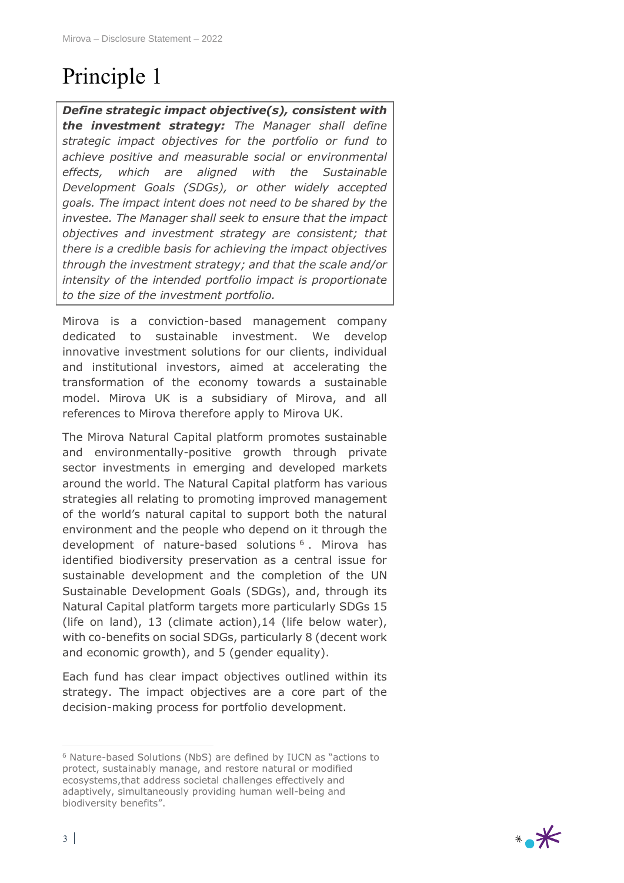# Principle 1

***Define strategic impact objective(s), consistent with the investment strategy:*** *The Manager shall define strategic impact objectives for the portfolio or fund to achieve positive and measurable social or environmental effects, which are aligned with the Sustainable Development Goals (SDGs), or other widely accepted goals. The impact intent does not need to be shared by the investee. The Manager shall seek to ensure that the impact objectives and investment strategy are consistent; that there is a credible basis for achieving the impact objectives through the investment strategy; and that the scale and/or intensity of the intended portfolio impact is proportionate to the size of the investment portfolio.*

Mirova is a conviction-based management company dedicated to sustainable investment. We develop innovative investment solutions for our clients, individual and institutional investors, aimed at accelerating the transformation of the economy towards a sustainable model. Mirova UK is a subsidiary of Mirova, and all references to Mirova therefore apply to Mirova UK.

The Mirova Natural Capital platform promotes sustainable and environmentally-positive growth through private sector investments in emerging and developed markets around the world. The Natural Capital platform has various strategies all relating to promoting improved management of the world's natural capital to support both the natural environment and the people who depend on it through the development of nature-based solutions [6]. Mirova has identified biodiversity preservation as a central issue for sustainable development and the completion of the UN Sustainable Development Goals (SDGs), and, through its Natural Capital platform targets more particularly SDGs 15 (life on land), 13 (climate action),14 (life below water), with co-benefits on social SDGs, particularly 8 (decent work and economic growth), and 5 (gender equality).

Each fund has clear impact objectives outlined within its strategy. The impact objectives are a core part of the decision-making process for portfolio development.

[6] Nature-based Solutions (NbS) are defined by IUCN as "actions to protect, sustainably manage, and restore natural or modified ecosystems,that address societal challenges effectively and adaptively, simultaneously providing human well-being and biodiversity benefits".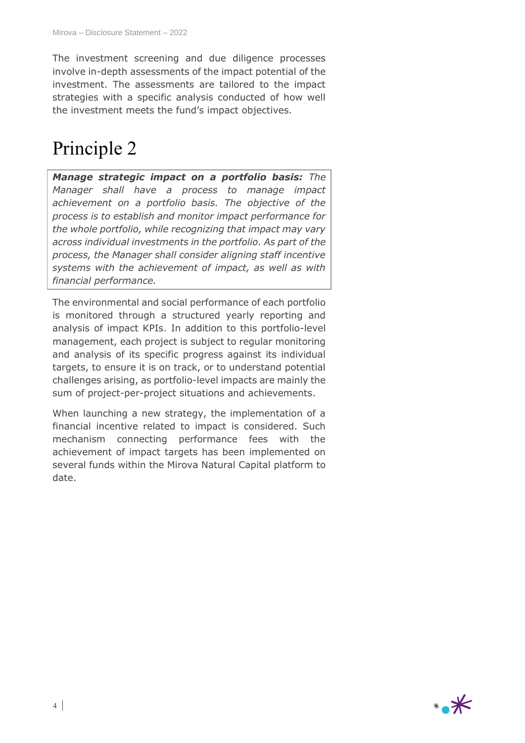The investment screening and due diligence processes involve in-depth assessments of the impact potential of the investment. The assessments are tailored to the impact strategies with a specific analysis conducted of how well the investment meets the fund's impact objectives.

# Principle 2

***Manage strategic impact on a portfolio basis:*** *The Manager shall have a process to manage impact achievement on a portfolio basis. The objective of the process is to establish and monitor impact performance for the whole portfolio, while recognizing that impact may vary across individual investments in the portfolio. As part of the process, the Manager shall consider aligning staff incentive systems with the achievement of impact, as well as with financial performance.*

The environmental and social performance of each portfolio is monitored through a structured yearly reporting and analysis of impact KPIs. In addition to this portfolio-level management, each project is subject to regular monitoring and analysis of its specific progress against its individual targets, to ensure it is on track, or to understand potential challenges arising, as portfolio-level impacts are mainly the sum of project-per-project situations and achievements.

When launching a new strategy, the implementation of a financial incentive related to impact is considered. Such mechanism connecting performance fees with the achievement of impact targets has been implemented on several funds within the Mirova Natural Capital platform to date.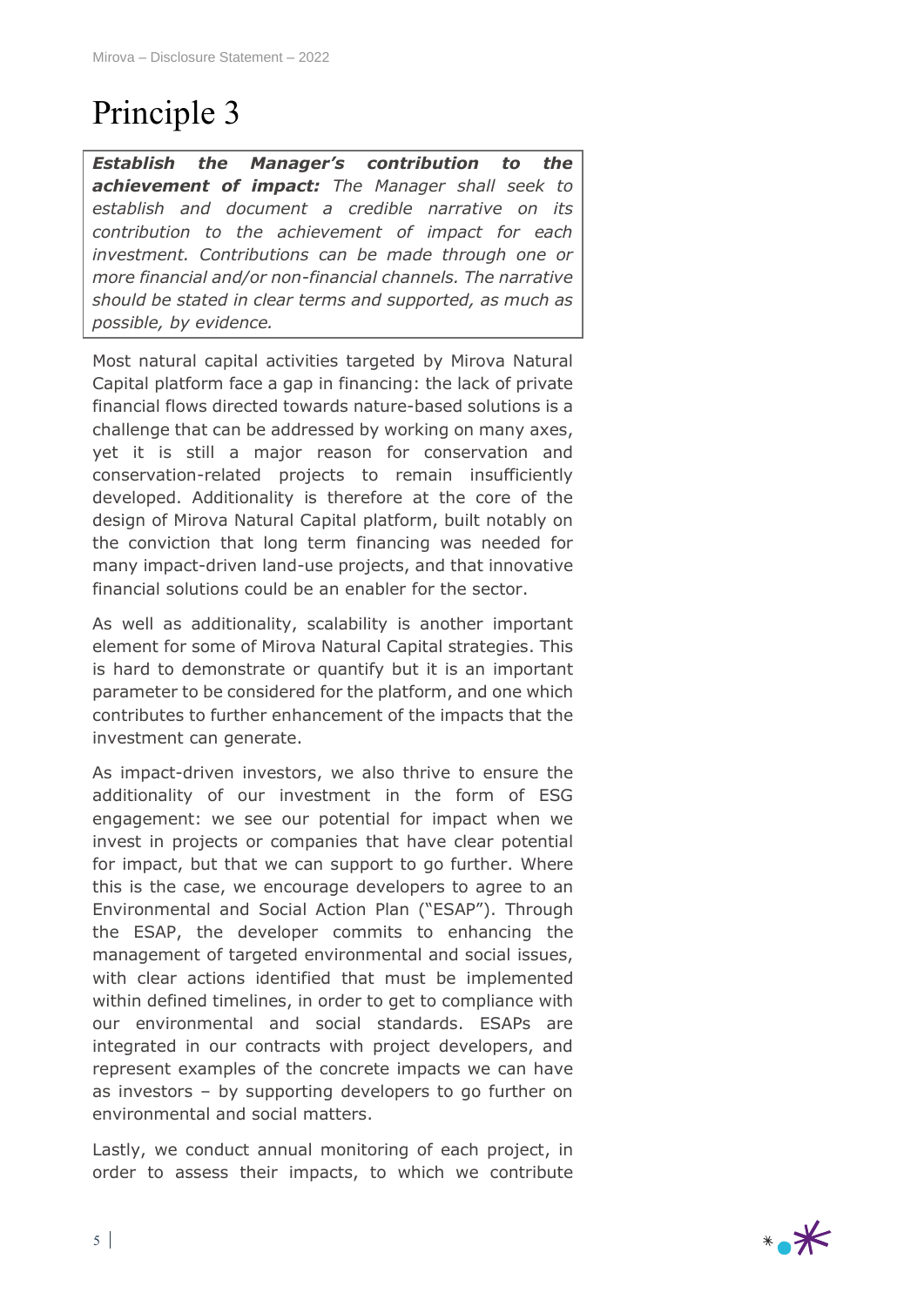# Principle 3

> ***Establish the Manager's contribution to the achievement of impact:*** *The Manager shall seek to establish and document a credible narrative on its contribution to the achievement of impact for each investment. Contributions can be made through one or more financial and/or non-financial channels. The narrative should be stated in clear terms and supported, as much as possible, by evidence.*

Most natural capital activities targeted by Mirova Natural Capital platform face a gap in financing: the lack of private financial flows directed towards nature-based solutions is a challenge that can be addressed by working on many axes, yet it is still a major reason for conservation and conservation-related projects to remain insufficiently developed. Additionality is therefore at the core of the design of Mirova Natural Capital platform, built notably on the conviction that long term financing was needed for many impact-driven land-use projects, and that innovative financial solutions could be an enabler for the sector.

As well as additionality, scalability is another important element for some of Mirova Natural Capital strategies. This is hard to demonstrate or quantify but it is an important parameter to be considered for the platform, and one which contributes to further enhancement of the impacts that the investment can generate.

As impact-driven investors, we also thrive to ensure the additionality of our investment in the form of ESG engagement: we see our potential for impact when we invest in projects or companies that have clear potential for impact, but that we can support to go further. Where this is the case, we encourage developers to agree to an Environmental and Social Action Plan ("ESAP"). Through the ESAP, the developer commits to enhancing the management of targeted environmental and social issues, with clear actions identified that must be implemented within defined timelines, in order to get to compliance with our environmental and social standards. ESAPs are integrated in our contracts with project developers, and represent examples of the concrete impacts we can have as investors – by supporting developers to go further on environmental and social matters.

Lastly, we conduct annual monitoring of each project, in order to assess their impacts, to which we contribute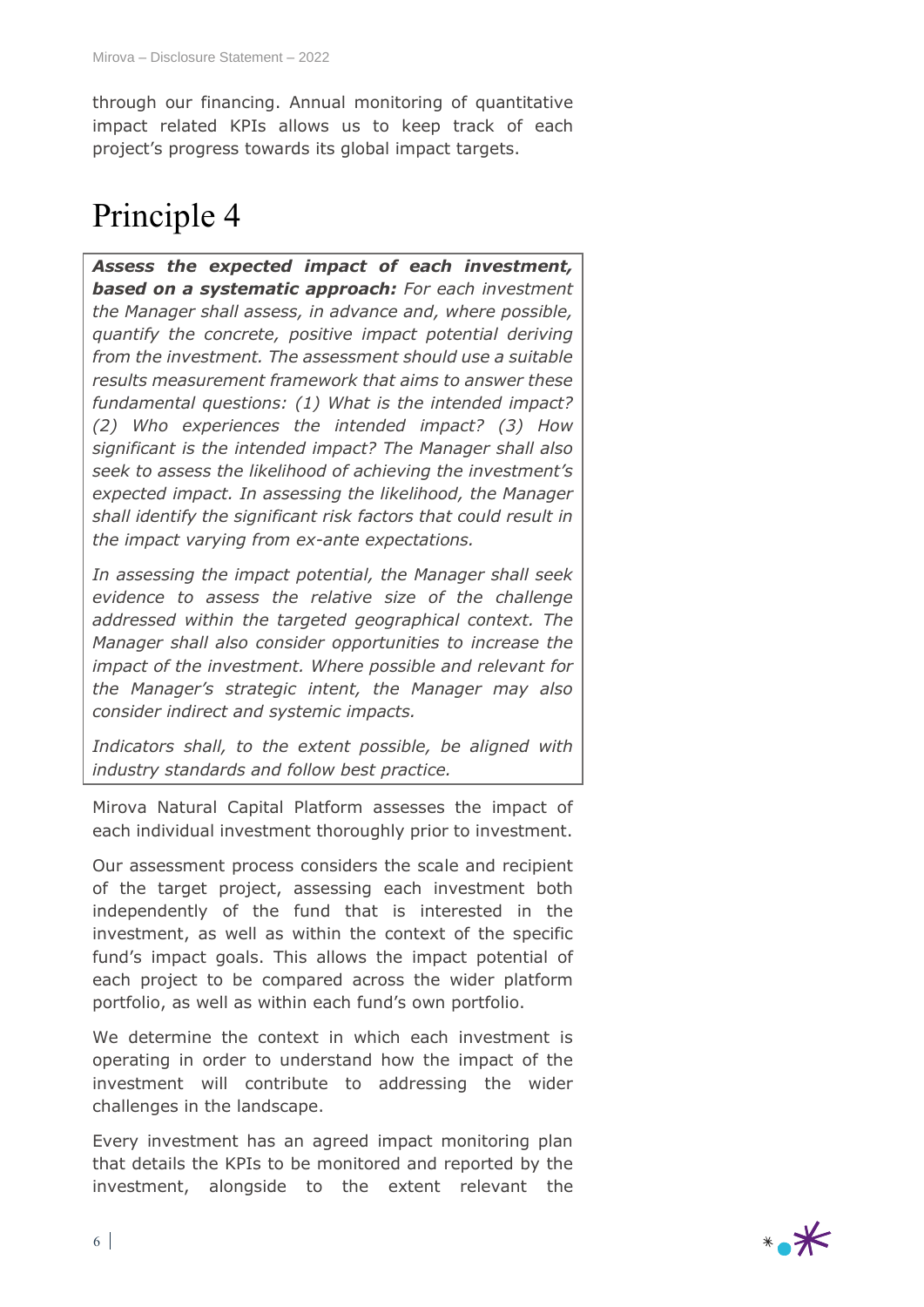through our financing. Annual monitoring of quantitative impact related KPIs allows us to keep track of each project's progress towards its global impact targets.

# Principle 4

***Assess the expected impact of each investment, based on a systematic approach:*** *For each investment the Manager shall assess, in advance and, where possible, quantify the concrete, positive impact potential deriving from the investment. The assessment should use a suitable results measurement framework that aims to answer these fundamental questions: (1) What is the intended impact? (2) Who experiences the intended impact? (3) How significant is the intended impact? The Manager shall also seek to assess the likelihood of achieving the investment's expected impact. In assessing the likelihood, the Manager shall identify the significant risk factors that could result in the impact varying from ex-ante expectations.*

*In assessing the impact potential, the Manager shall seek evidence to assess the relative size of the challenge addressed within the targeted geographical context. The Manager shall also consider opportunities to increase the impact of the investment. Where possible and relevant for the Manager's strategic intent, the Manager may also consider indirect and systemic impacts.*

*Indicators shall, to the extent possible, be aligned with industry standards and follow best practice.*

Mirova Natural Capital Platform assesses the impact of each individual investment thoroughly prior to investment.

Our assessment process considers the scale and recipient of the target project, assessing each investment both independently of the fund that is interested in the investment, as well as within the context of the specific fund's impact goals. This allows the impact potential of each project to be compared across the wider platform portfolio, as well as within each fund's own portfolio.

We determine the context in which each investment is operating in order to understand how the impact of the investment will contribute to addressing the wider challenges in the landscape.

Every investment has an agreed impact monitoring plan that details the KPIs to be monitored and reported by the investment, alongside to the extent relevant the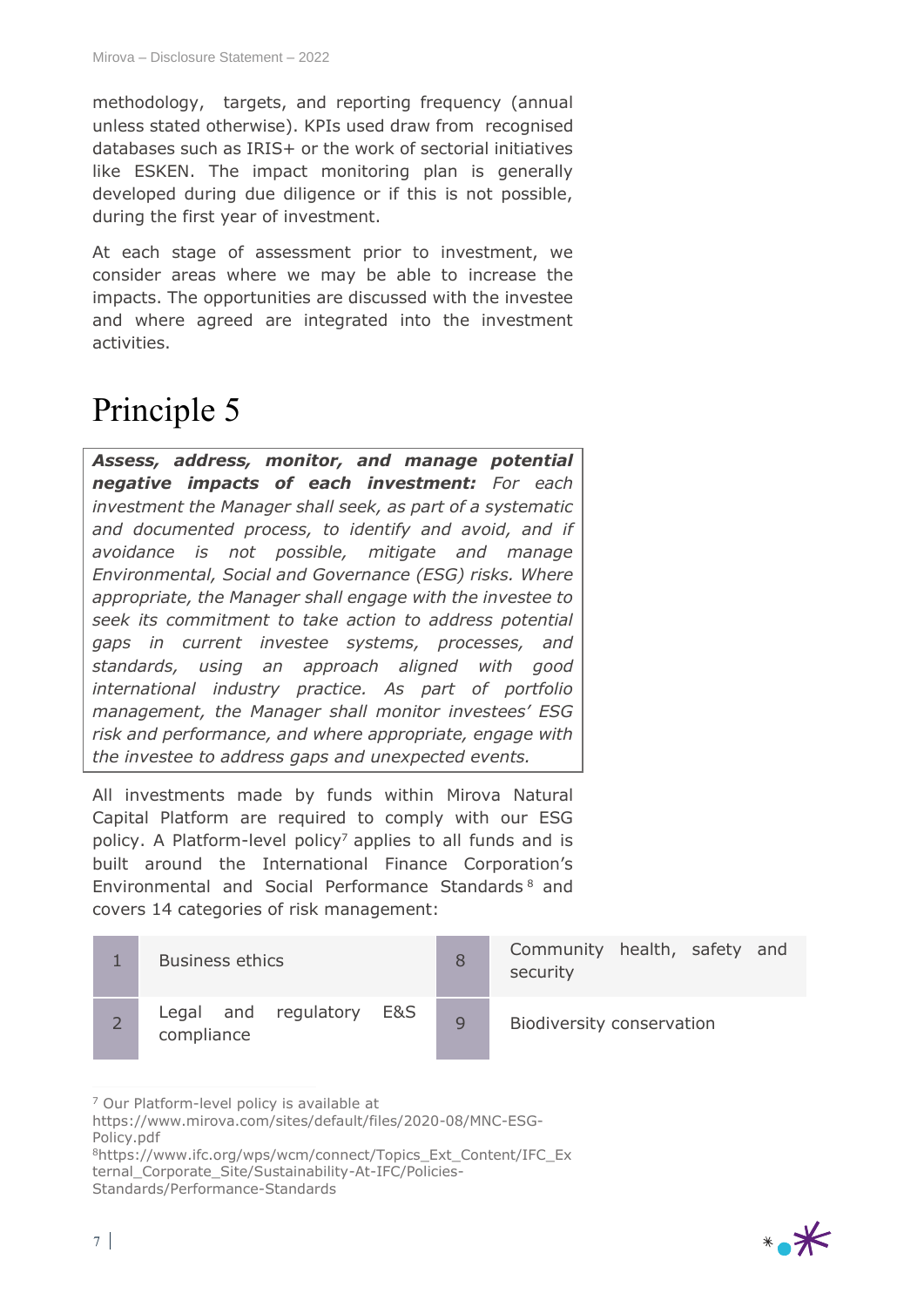methodology, targets, and reporting frequency (annual unless stated otherwise). KPIs used draw from recognised databases such as IRIS+ or the work of sectorial initiatives like ESKEN. The impact monitoring plan is generally developed during due diligence or if this is not possible, during the first year of investment.

At each stage of assessment prior to investment, we consider areas where we may be able to increase the impacts. The opportunities are discussed with the investee and where agreed are integrated into the investment activities.

# Principle 5

> ***Assess, address, monitor, and manage potential negative impacts of each investment:*** *For each investment the Manager shall seek, as part of a systematic and documented process, to identify and avoid, and if avoidance is not possible, mitigate and manage Environmental, Social and Governance (ESG) risks. Where appropriate, the Manager shall engage with the investee to seek its commitment to take action to address potential gaps in current investee systems, processes, and standards, using an approach aligned with good international industry practice. As part of portfolio management, the Manager shall monitor investees' ESG risk and performance, and where appropriate, engage with the investee to address gaps and unexpected events.*

All investments made by funds within Mirova Natural Capital Platform are required to comply with our ESG policy. A Platform-level policy[7] applies to all funds and is built around the International Finance Corporation's Environmental and Social Performance Standards[8] and covers 14 categories of risk management:

| | | | |
|---|---|---|---|
| 1 | Business ethics | 8 | Community health, safety and security |
| 2 | Legal and regulatory E&S compliance | 9 | Biodiversity conservation |

[7] Our Platform-level policy is available at https://www.mirova.com/sites/default/files/2020-08/MNC-ESG-Policy.pdf

[8] https://www.ifc.org/wps/wcm/connect/Topics_Ext_Content/IFC_External_Corporate_Site/Sustainability-At-IFC/Policies-Standards/Performance-Standards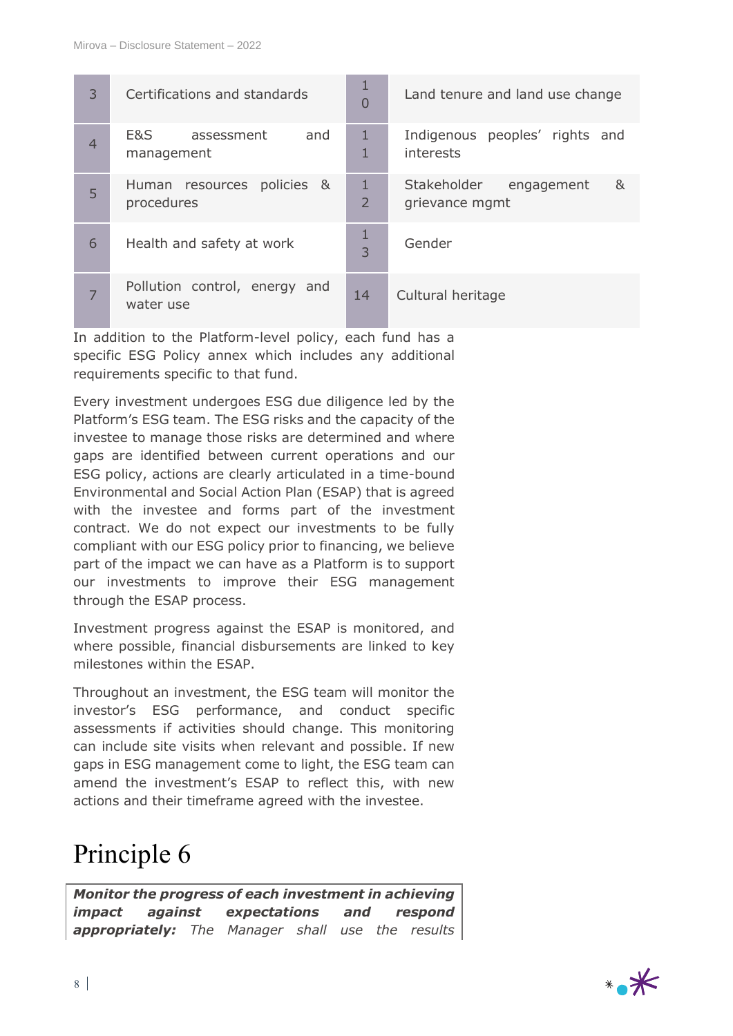| | | | |
|---|---|---|---|
| 3 | Certifications and standards | 10 | Land tenure and land use change |
| 4 | E&S assessment and management | 11 | Indigenous peoples' rights and interests |
| 5 | Human resources policies & procedures | 12 | Stakeholder engagement & grievance mgmt |
| 6 | Health and safety at work | 13 | Gender |
| 7 | Pollution control, energy and water use | 14 | Cultural heritage |

In addition to the Platform-level policy, each fund has a specific ESG Policy annex which includes any additional requirements specific to that fund.

Every investment undergoes ESG due diligence led by the Platform's ESG team. The ESG risks and the capacity of the investee to manage those risks are determined and where gaps are identified between current operations and our ESG policy, actions are clearly articulated in a time-bound Environmental and Social Action Plan (ESAP) that is agreed with the investee and forms part of the investment contract. We do not expect our investments to be fully compliant with our ESG policy prior to financing, we believe part of the impact we can have as a Platform is to support our investments to improve their ESG management through the ESAP process.

Investment progress against the ESAP is monitored, and where possible, financial disbursements are linked to key milestones within the ESAP.

Throughout an investment, the ESG team will monitor the investor's ESG performance, and conduct specific assessments if activities should change. This monitoring can include site visits when relevant and possible. If new gaps in ESG management come to light, the ESG team can amend the investment's ESAP to reflect this, with new actions and their timeframe agreed with the investee.

# Principle 6

***Monitor the progress of each investment in achieving impact against expectations and respond appropriately:*** *The Manager shall use the results*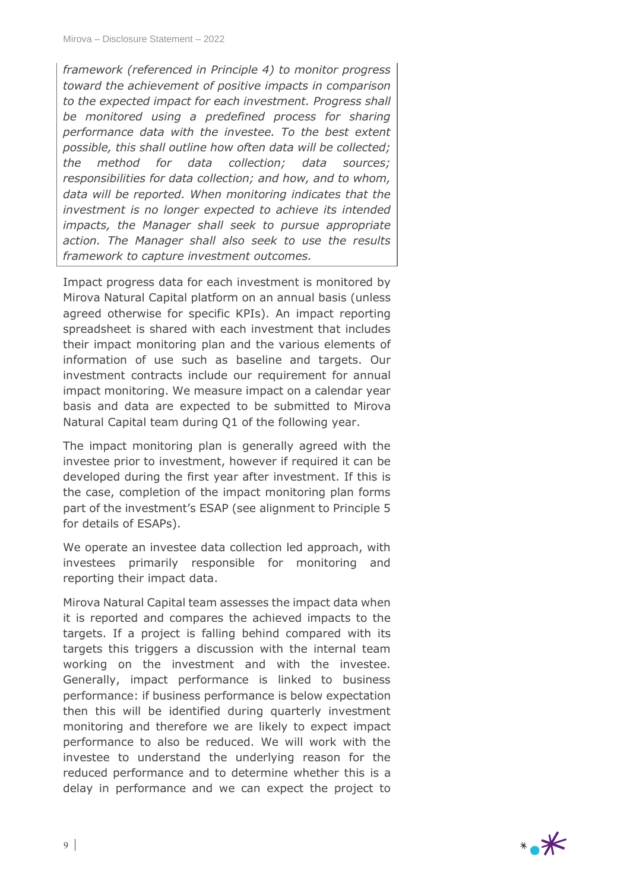*framework (referenced in Principle 4) to monitor progress toward the achievement of positive impacts in comparison to the expected impact for each investment. Progress shall be monitored using a predefined process for sharing performance data with the investee. To the best extent possible, this shall outline how often data will be collected; the method for data collection; data sources; responsibilities for data collection; and how, and to whom, data will be reported. When monitoring indicates that the investment is no longer expected to achieve its intended impacts, the Manager shall seek to pursue appropriate action. The Manager shall also seek to use the results framework to capture investment outcomes.*

Impact progress data for each investment is monitored by Mirova Natural Capital platform on an annual basis (unless agreed otherwise for specific KPIs). An impact reporting spreadsheet is shared with each investment that includes their impact monitoring plan and the various elements of information of use such as baseline and targets. Our investment contracts include our requirement for annual impact monitoring. We measure impact on a calendar year basis and data are expected to be submitted to Mirova Natural Capital team during Q1 of the following year.

The impact monitoring plan is generally agreed with the investee prior to investment, however if required it can be developed during the first year after investment. If this is the case, completion of the impact monitoring plan forms part of the investment's ESAP (see alignment to Principle 5 for details of ESAPs).

We operate an investee data collection led approach, with investees primarily responsible for monitoring and reporting their impact data.

Mirova Natural Capital team assesses the impact data when it is reported and compares the achieved impacts to the targets. If a project is falling behind compared with its targets this triggers a discussion with the internal team working on the investment and with the investee. Generally, impact performance is linked to business performance: if business performance is below expectation then this will be identified during quarterly investment monitoring and therefore we are likely to expect impact performance to also be reduced. We will work with the investee to understand the underlying reason for the reduced performance and to determine whether this is a delay in performance and we can expect the project to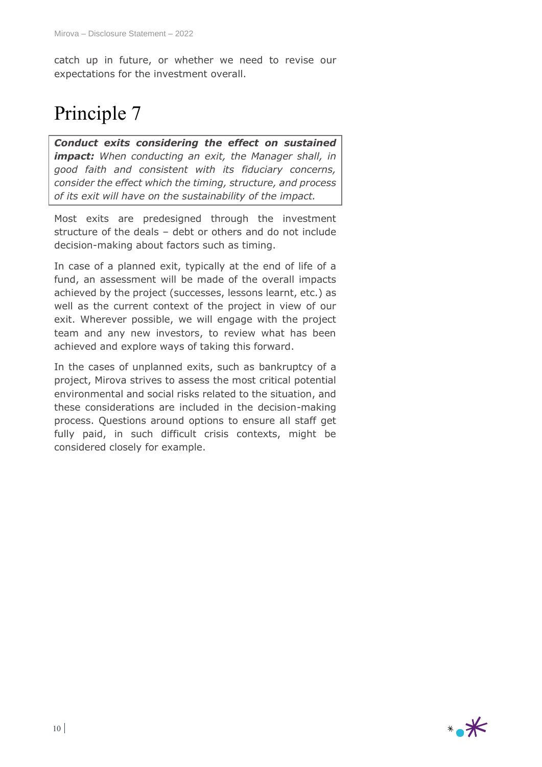catch up in future, or whether we need to revise our expectations for the investment overall.

# Principle 7

***Conduct exits considering the effect on sustained impact:*** *When conducting an exit, the Manager shall, in good faith and consistent with its fiduciary concerns, consider the effect which the timing, structure, and process of its exit will have on the sustainability of the impact.*

Most exits are predesigned through the investment structure of the deals – debt or others and do not include decision-making about factors such as timing.

In case of a planned exit, typically at the end of life of a fund, an assessment will be made of the overall impacts achieved by the project (successes, lessons learnt, etc.) as well as the current context of the project in view of our exit. Wherever possible, we will engage with the project team and any new investors, to review what has been achieved and explore ways of taking this forward.

In the cases of unplanned exits, such as bankruptcy of a project, Mirova strives to assess the most critical potential environmental and social risks related to the situation, and these considerations are included in the decision-making process. Questions around options to ensure all staff get fully paid, in such difficult crisis contexts, might be considered closely for example.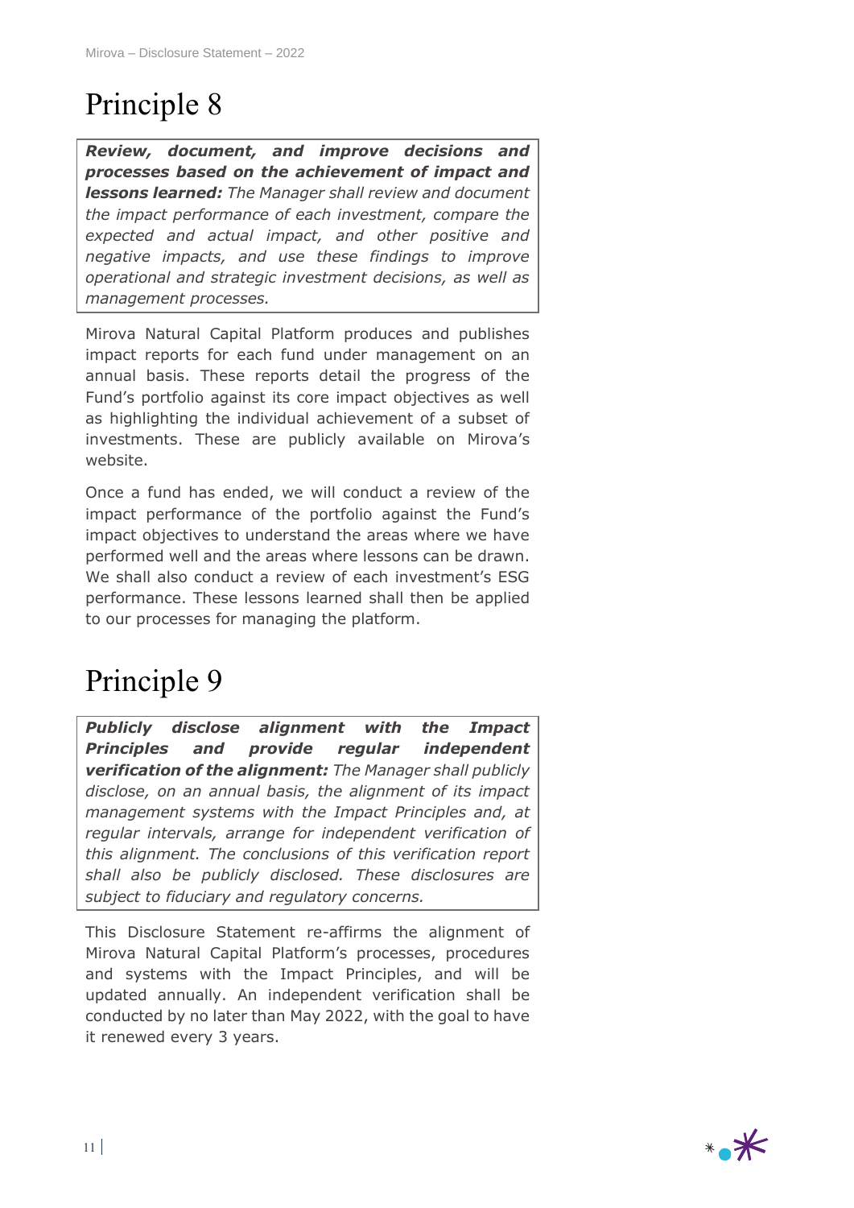# Principle 8

***Review, document, and improve decisions and processes based on the achievement of impact and lessons learned:*** *The Manager shall review and document the impact performance of each investment, compare the expected and actual impact, and other positive and negative impacts, and use these findings to improve operational and strategic investment decisions, as well as management processes.*

Mirova Natural Capital Platform produces and publishes impact reports for each fund under management on an annual basis. These reports detail the progress of the Fund's portfolio against its core impact objectives as well as highlighting the individual achievement of a subset of investments. These are publicly available on Mirova's website.

Once a fund has ended, we will conduct a review of the impact performance of the portfolio against the Fund's impact objectives to understand the areas where we have performed well and the areas where lessons can be drawn. We shall also conduct a review of each investment's ESG performance. These lessons learned shall then be applied to our processes for managing the platform.

# Principle 9

***Publicly disclose alignment with the Impact Principles and provide regular independent verification of the alignment:*** *The Manager shall publicly disclose, on an annual basis, the alignment of its impact management systems with the Impact Principles and, at regular intervals, arrange for independent verification of this alignment. The conclusions of this verification report shall also be publicly disclosed. These disclosures are subject to fiduciary and regulatory concerns.*

This Disclosure Statement re-affirms the alignment of Mirova Natural Capital Platform's processes, procedures and systems with the Impact Principles, and will be updated annually. An independent verification shall be conducted by no later than May 2022, with the goal to have it renewed every 3 years.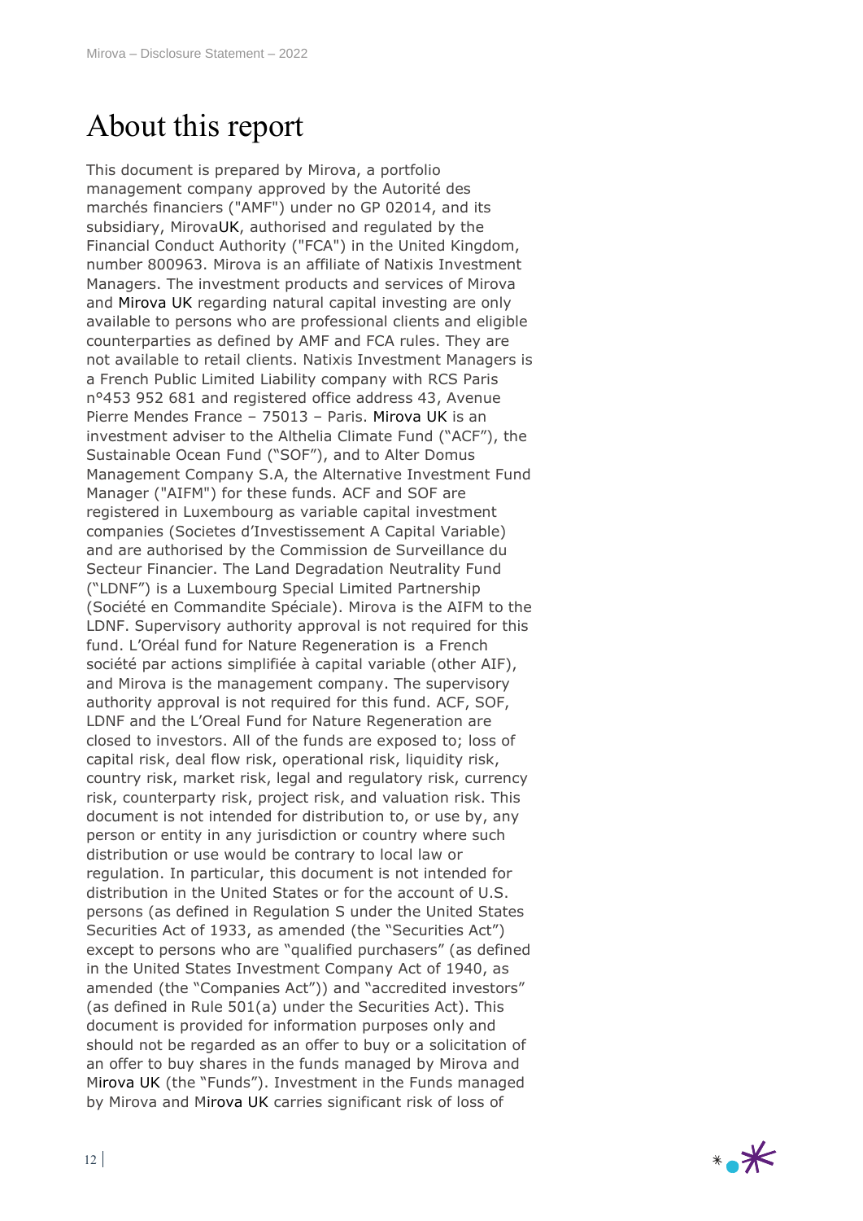# About this report

This document is prepared by Mirova, a portfolio management company approved by the Autorité des marchés financiers ("AMF") under no GP 02014, and its subsidiary, MirovaUK, authorised and regulated by the Financial Conduct Authority ("FCA") in the United Kingdom, number 800963. Mirova is an affiliate of Natixis Investment Managers. The investment products and services of Mirova and Mirova UK regarding natural capital investing are only available to persons who are professional clients and eligible counterparties as defined by AMF and FCA rules. They are not available to retail clients. Natixis Investment Managers is a French Public Limited Liability company with RCS Paris n°453 952 681 and registered office address 43, Avenue Pierre Mendes France – 75013 – Paris. Mirova UK is an investment adviser to the Althelia Climate Fund ("ACF"), the Sustainable Ocean Fund ("SOF"), and to Alter Domus Management Company S.A, the Alternative Investment Fund Manager ("AIFM") for these funds. ACF and SOF are registered in Luxembourg as variable capital investment companies (Societes d'Investissement A Capital Variable) and are authorised by the Commission de Surveillance du Secteur Financier. The Land Degradation Neutrality Fund ("LDNF") is a Luxembourg Special Limited Partnership (Société en Commandite Spéciale). Mirova is the AIFM to the LDNF. Supervisory authority approval is not required for this fund. L'Oréal fund for Nature Regeneration is a French société par actions simplifiée à capital variable (other AIF), and Mirova is the management company. The supervisory authority approval is not required for this fund. ACF, SOF, LDNF and the L'Oreal Fund for Nature Regeneration are closed to investors. All of the funds are exposed to; loss of capital risk, deal flow risk, operational risk, liquidity risk, country risk, market risk, legal and regulatory risk, currency risk, counterparty risk, project risk, and valuation risk. This document is not intended for distribution to, or use by, any person or entity in any jurisdiction or country where such distribution or use would be contrary to local law or regulation. In particular, this document is not intended for distribution in the United States or for the account of U.S. persons (as defined in Regulation S under the United States Securities Act of 1933, as amended (the "Securities Act") except to persons who are "qualified purchasers" (as defined in the United States Investment Company Act of 1940, as amended (the "Companies Act")) and "accredited investors" (as defined in Rule 501(a) under the Securities Act). This document is provided for information purposes only and should not be regarded as an offer to buy or a solicitation of an offer to buy shares in the funds managed by Mirova and Mirova UK (the "Funds"). Investment in the Funds managed by Mirova and Mirova UK carries significant risk of loss of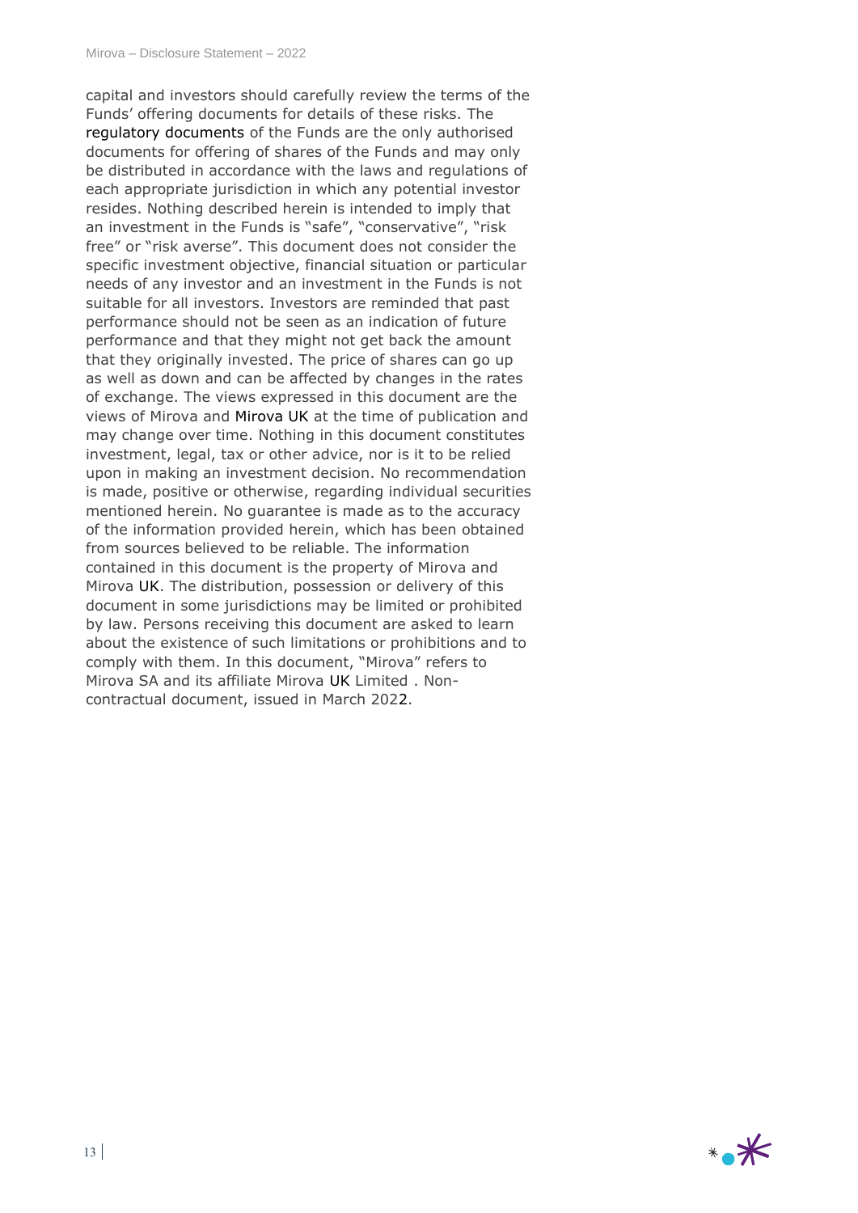capital and investors should carefully review the terms of the Funds' offering documents for details of these risks. The regulatory documents of the Funds are the only authorised documents for offering of shares of the Funds and may only be distributed in accordance with the laws and regulations of each appropriate jurisdiction in which any potential investor resides. Nothing described herein is intended to imply that an investment in the Funds is "safe", "conservative", "risk free" or "risk averse". This document does not consider the specific investment objective, financial situation or particular needs of any investor and an investment in the Funds is not suitable for all investors. Investors are reminded that past performance should not be seen as an indication of future performance and that they might not get back the amount that they originally invested. The price of shares can go up as well as down and can be affected by changes in the rates of exchange. The views expressed in this document are the views of Mirova and Mirova UK at the time of publication and may change over time. Nothing in this document constitutes investment, legal, tax or other advice, nor is it to be relied upon in making an investment decision. No recommendation is made, positive or otherwise, regarding individual securities mentioned herein. No guarantee is made as to the accuracy of the information provided herein, which has been obtained from sources believed to be reliable. The information contained in this document is the property of Mirova and Mirova UK. The distribution, possession or delivery of this document in some jurisdictions may be limited or prohibited by law. Persons receiving this document are asked to learn about the existence of such limitations or prohibitions and to comply with them. In this document, "Mirova" refers to Mirova SA and its affiliate Mirova UK Limited . Non-contractual document, issued in March 2022.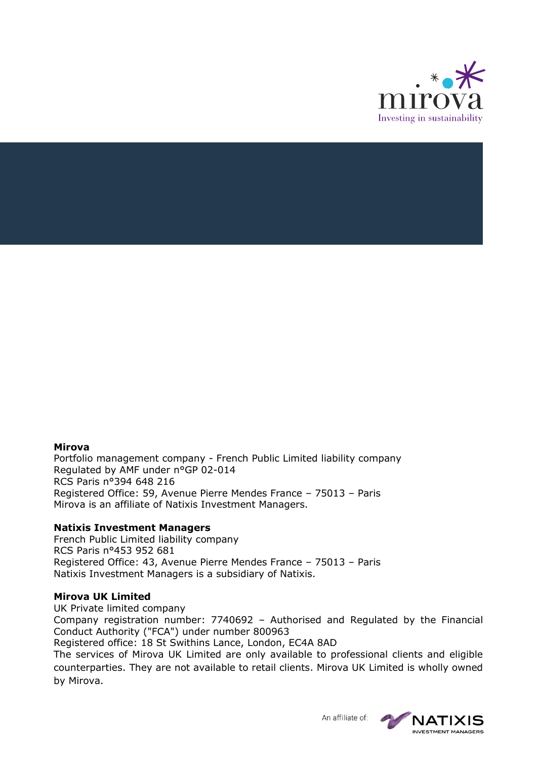mirova
Investing in sustainability

**Mirova**
Portfolio management company - French Public Limited liability company
Regulated by AMF under n°GP 02-014
RCS Paris n°394 648 216
Registered Office: 59, Avenue Pierre Mendes France – 75013 – Paris
Mirova is an affiliate of Natixis Investment Managers.

**Natixis Investment Managers**
French Public Limited liability company
RCS Paris n°453 952 681
Registered Office: 43, Avenue Pierre Mendes France – 75013 – Paris
Natixis Investment Managers is a subsidiary of Natixis.

**Mirova UK Limited**
UK Private limited company
Company registration number: 7740692 – Authorised and Regulated by the Financial Conduct Authority ("FCA") under number 800963
Registered office: 18 St Swithins Lance, London, EC4A 8AD
The services of Mirova UK Limited are only available to professional clients and eligible counterparties. They are not available to retail clients. Mirova UK Limited is wholly owned by Mirova.

An affiliate of: NATIXIS INVESTMENT MANAGERS